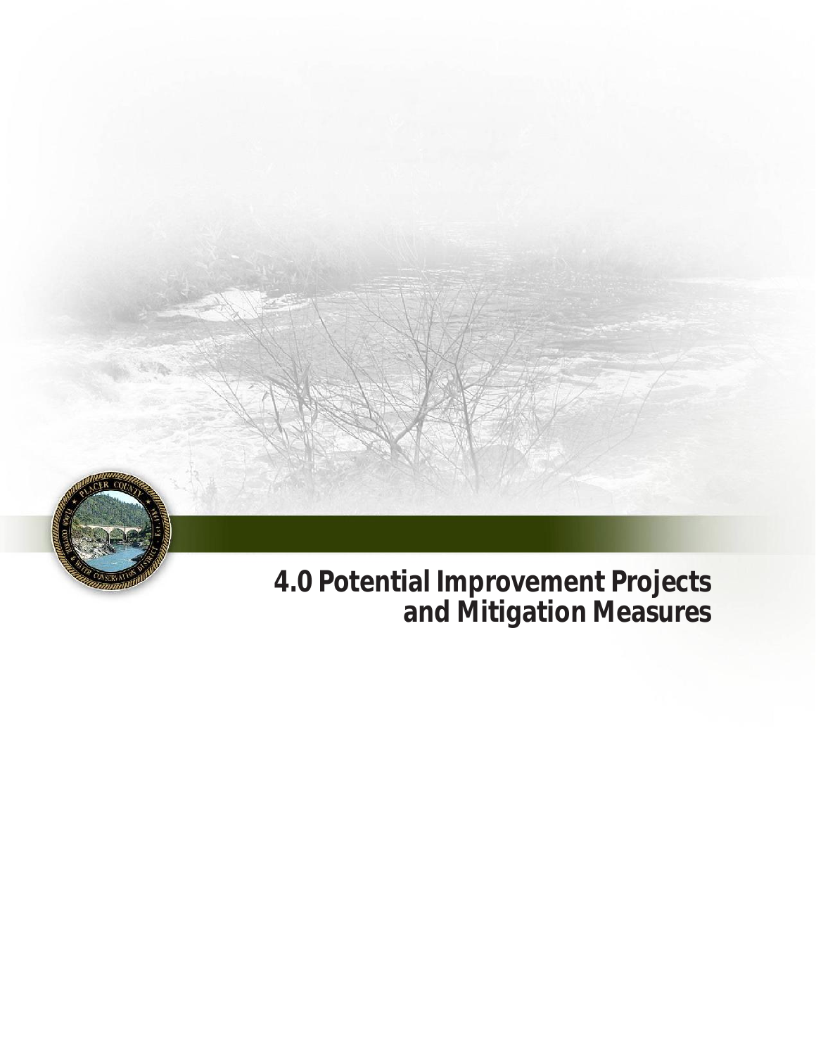# 4.0 Potential Improvement Projects and Mitigation Measures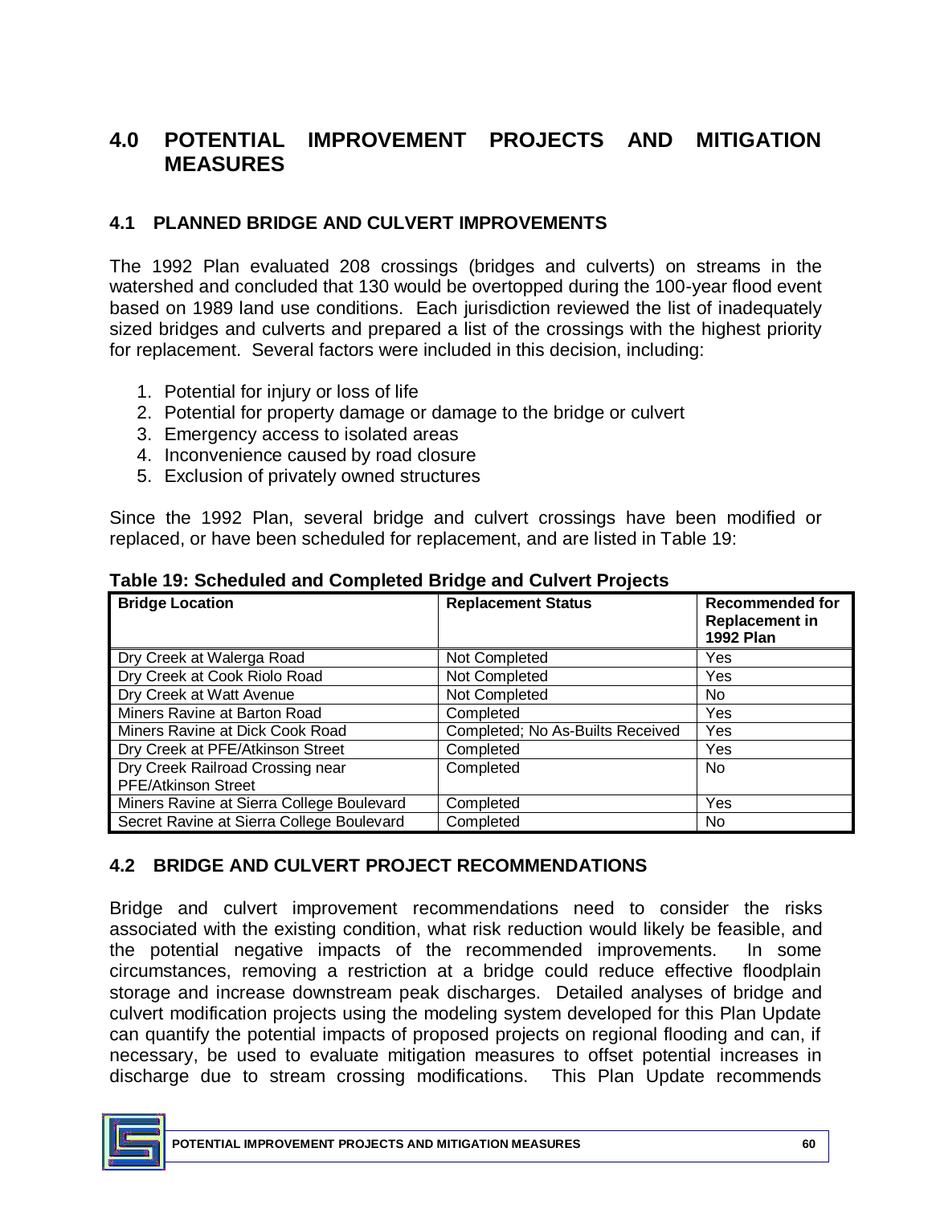# 4.0 POTENTIAL IMPROVEMENT PROJECTS AND MITIGATION MEASURES

## 4.1 PLANNED BRIDGE AND CULVERT IMPROVEMENTS

The 1992 Plan evaluated 208 crossings (bridges and culverts) on streams in the watershed and concluded that 130 would be overtopped during the 100-year flood event based on 1989 land use conditions. Each jurisdiction reviewed the list of inadequately sized bridges and culverts and prepared a list of the crossings with the highest priority for replacement. Several factors were included in this decision, including:

1. Potential for injury or loss of life
2. Potential for property damage or damage to the bridge or culvert
3. Emergency access to isolated areas
4. Inconvenience caused by road closure
5. Exclusion of privately owned structures

Since the 1992 Plan, several bridge and culvert crossings have been modified or replaced, or have been scheduled for replacement, and are listed in Table 19:

**Table 19: Scheduled and Completed Bridge and Culvert Projects**

| Bridge Location | Replacement Status | Recommended for Replacement in 1992 Plan |
|---|---|---|
| Dry Creek at Walerga Road | Not Completed | Yes |
| Dry Creek at Cook Riolo Road | Not Completed | Yes |
| Dry Creek at Watt Avenue | Not Completed | No |
| Miners Ravine at Barton Road | Completed | Yes |
| Miners Ravine at Dick Cook Road | Completed; No As-Builts Received | Yes |
| Dry Creek at PFE/Atkinson Street | Completed | Yes |
| Dry Creek Railroad Crossing near PFE/Atkinson Street | Completed | No |
| Miners Ravine at Sierra College Boulevard | Completed | Yes |
| Secret Ravine at Sierra College Boulevard | Completed | No |

## 4.2 BRIDGE AND CULVERT PROJECT RECOMMENDATIONS

Bridge and culvert improvement recommendations need to consider the risks associated with the existing condition, what risk reduction would likely be feasible, and the potential negative impacts of the recommended improvements. In some circumstances, removing a restriction at a bridge could reduce effective floodplain storage and increase downstream peak discharges. Detailed analyses of bridge and culvert modification projects using the modeling system developed for this Plan Update can quantify the potential impacts of proposed projects on regional flooding and can, if necessary, be used to evaluate mitigation measures to offset potential increases in discharge due to stream crossing modifications. This Plan Update recommends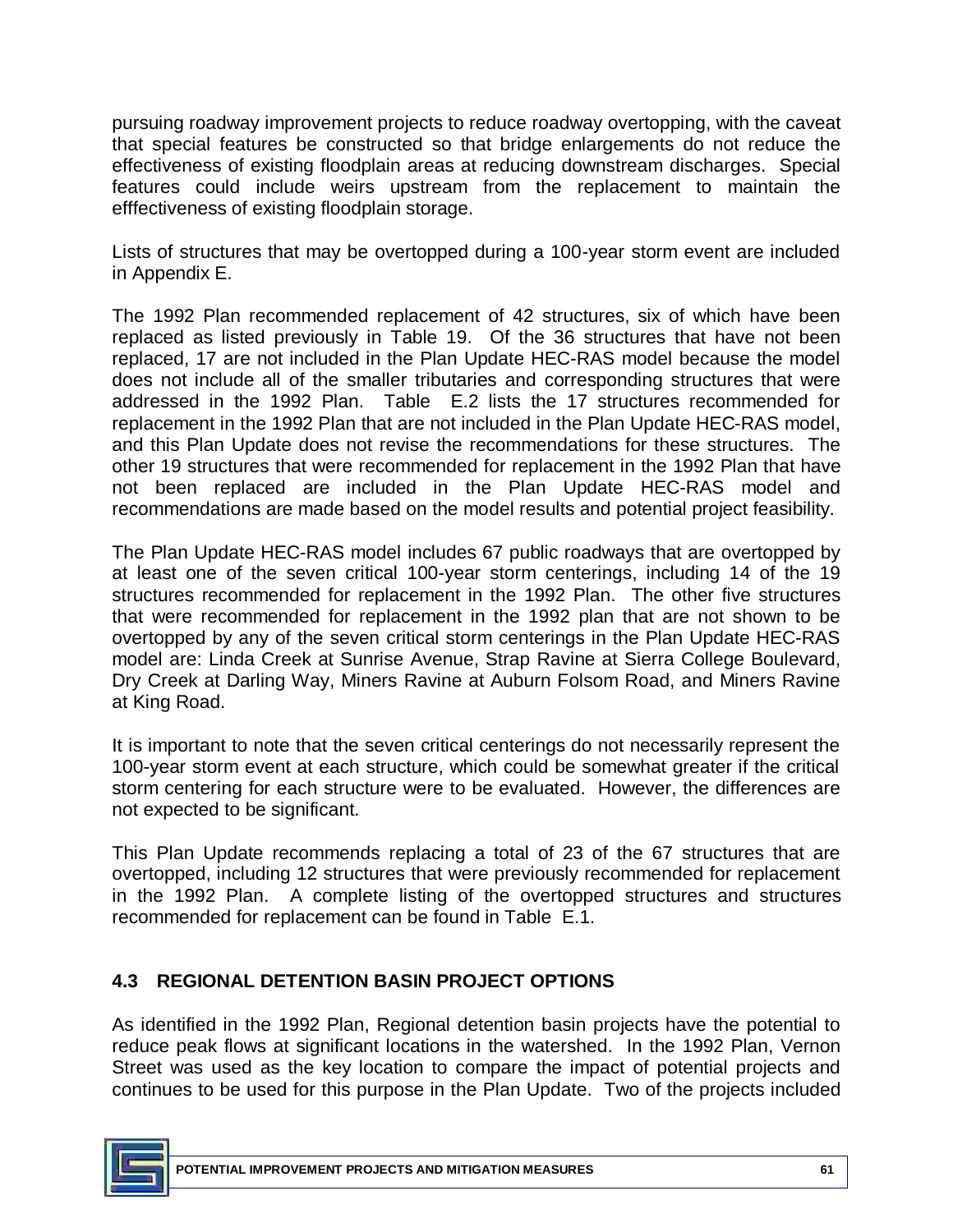pursuing roadway improvement projects to reduce roadway overtopping, with the caveat that special features be constructed so that bridge enlargements do not reduce the effectiveness of existing floodplain areas at reducing downstream discharges. Special features could include weirs upstream from the replacement to maintain the efffectiveness of existing floodplain storage.

Lists of structures that may be overtopped during a 100-year storm event are included in Appendix E.

The 1992 Plan recommended replacement of 42 structures, six of which have been replaced as listed previously in Table 19. Of the 36 structures that have not been replaced, 17 are not included in the Plan Update HEC-RAS model because the model does not include all of the smaller tributaries and corresponding structures that were addressed in the 1992 Plan. Table E.2 lists the 17 structures recommended for replacement in the 1992 Plan that are not included in the Plan Update HEC-RAS model, and this Plan Update does not revise the recommendations for these structures. The other 19 structures that were recommended for replacement in the 1992 Plan that have not been replaced are included in the Plan Update HEC-RAS model and recommendations are made based on the model results and potential project feasibility.

The Plan Update HEC-RAS model includes 67 public roadways that are overtopped by at least one of the seven critical 100-year storm centerings, including 14 of the 19 structures recommended for replacement in the 1992 Plan. The other five structures that were recommended for replacement in the 1992 plan that are not shown to be overtopped by any of the seven critical storm centerings in the Plan Update HEC-RAS model are: Linda Creek at Sunrise Avenue, Strap Ravine at Sierra College Boulevard, Dry Creek at Darling Way, Miners Ravine at Auburn Folsom Road, and Miners Ravine at King Road.

It is important to note that the seven critical centerings do not necessarily represent the 100-year storm event at each structure, which could be somewhat greater if the critical storm centering for each structure were to be evaluated. However, the differences are not expected to be significant.

This Plan Update recommends replacing a total of 23 of the 67 structures that are overtopped, including 12 structures that were previously recommended for replacement in the 1992 Plan. A complete listing of the overtopped structures and structures recommended for replacement can be found in Table E.1.

## 4.3 REGIONAL DETENTION BASIN PROJECT OPTIONS

As identified in the 1992 Plan, Regional detention basin projects have the potential to reduce peak flows at significant locations in the watershed. In the 1992 Plan, Vernon Street was used as the key location to compare the impact of potential projects and continues to be used for this purpose in the Plan Update. Two of the projects included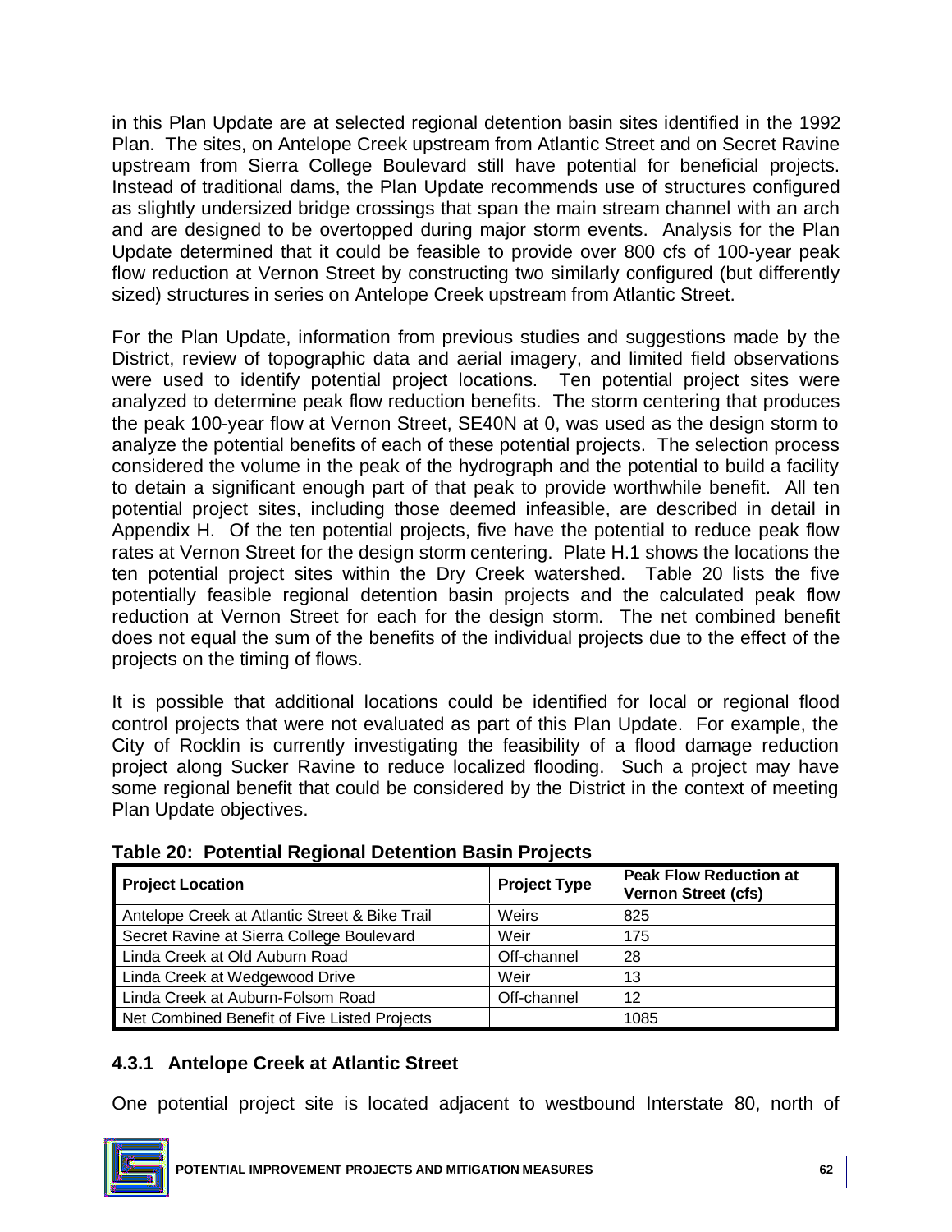in this Plan Update are at selected regional detention basin sites identified in the 1992 Plan. The sites, on Antelope Creek upstream from Atlantic Street and on Secret Ravine upstream from Sierra College Boulevard still have potential for beneficial projects. Instead of traditional dams, the Plan Update recommends use of structures configured as slightly undersized bridge crossings that span the main stream channel with an arch and are designed to be overtopped during major storm events. Analysis for the Plan Update determined that it could be feasible to provide over 800 cfs of 100-year peak flow reduction at Vernon Street by constructing two similarly configured (but differently sized) structures in series on Antelope Creek upstream from Atlantic Street.

For the Plan Update, information from previous studies and suggestions made by the District, review of topographic data and aerial imagery, and limited field observations were used to identify potential project locations. Ten potential project sites were analyzed to determine peak flow reduction benefits. The storm centering that produces the peak 100-year flow at Vernon Street, SE40N at 0, was used as the design storm to analyze the potential benefits of each of these potential projects. The selection process considered the volume in the peak of the hydrograph and the potential to build a facility to detain a significant enough part of that peak to provide worthwhile benefit. All ten potential project sites, including those deemed infeasible, are described in detail in Appendix H. Of the ten potential projects, five have the potential to reduce peak flow rates at Vernon Street for the design storm centering. Plate H.1 shows the locations the ten potential project sites within the Dry Creek watershed. Table 20 lists the five potentially feasible regional detention basin projects and the calculated peak flow reduction at Vernon Street for each for the design storm. The net combined benefit does not equal the sum of the benefits of the individual projects due to the effect of the projects on the timing of flows.

It is possible that additional locations could be identified for local or regional flood control projects that were not evaluated as part of this Plan Update. For example, the City of Rocklin is currently investigating the feasibility of a flood damage reduction project along Sucker Ravine to reduce localized flooding. Such a project may have some regional benefit that could be considered by the District in the context of meeting Plan Update objectives.

**Table 20: Potential Regional Detention Basin Projects**

| Project Location | Project Type | Peak Flow Reduction at Vernon Street (cfs) |
|---|---|---|
| Antelope Creek at Atlantic Street & Bike Trail | Weirs | 825 |
| Secret Ravine at Sierra College Boulevard | Weir | 175 |
| Linda Creek at Old Auburn Road | Off-channel | 28 |
| Linda Creek at Wedgewood Drive | Weir | 13 |
| Linda Creek at Auburn-Folsom Road | Off-channel | 12 |
| Net Combined Benefit of Five Listed Projects | | 1085 |

### 4.3.1 Antelope Creek at Atlantic Street

One potential project site is located adjacent to westbound Interstate 80, north of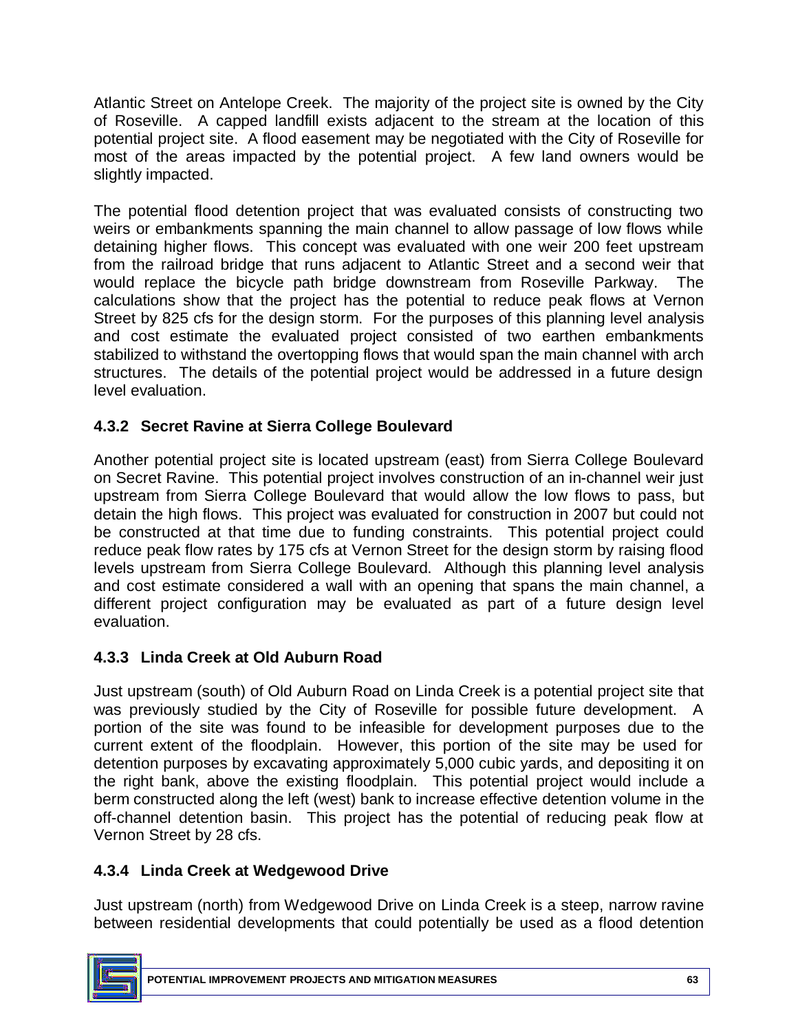Atlantic Street on Antelope Creek. The majority of the project site is owned by the City of Roseville. A capped landfill exists adjacent to the stream at the location of this potential project site. A flood easement may be negotiated with the City of Roseville for most of the areas impacted by the potential project. A few land owners would be slightly impacted.

The potential flood detention project that was evaluated consists of constructing two weirs or embankments spanning the main channel to allow passage of low flows while detaining higher flows. This concept was evaluated with one weir 200 feet upstream from the railroad bridge that runs adjacent to Atlantic Street and a second weir that would replace the bicycle path bridge downstream from Roseville Parkway. The calculations show that the project has the potential to reduce peak flows at Vernon Street by 825 cfs for the design storm. For the purposes of this planning level analysis and cost estimate the evaluated project consisted of two earthen embankments stabilized to withstand the overtopping flows that would span the main channel with arch structures. The details of the potential project would be addressed in a future design level evaluation.

### 4.3.2 Secret Ravine at Sierra College Boulevard

Another potential project site is located upstream (east) from Sierra College Boulevard on Secret Ravine. This potential project involves construction of an in-channel weir just upstream from Sierra College Boulevard that would allow the low flows to pass, but detain the high flows. This project was evaluated for construction in 2007 but could not be constructed at that time due to funding constraints. This potential project could reduce peak flow rates by 175 cfs at Vernon Street for the design storm by raising flood levels upstream from Sierra College Boulevard. Although this planning level analysis and cost estimate considered a wall with an opening that spans the main channel, a different project configuration may be evaluated as part of a future design level evaluation.

### 4.3.3 Linda Creek at Old Auburn Road

Just upstream (south) of Old Auburn Road on Linda Creek is a potential project site that was previously studied by the City of Roseville for possible future development. A portion of the site was found to be infeasible for development purposes due to the current extent of the floodplain. However, this portion of the site may be used for detention purposes by excavating approximately 5,000 cubic yards, and depositing it on the right bank, above the existing floodplain. This potential project would include a berm constructed along the left (west) bank to increase effective detention volume in the off-channel detention basin. This project has the potential of reducing peak flow at Vernon Street by 28 cfs.

### 4.3.4 Linda Creek at Wedgewood Drive

Just upstream (north) from Wedgewood Drive on Linda Creek is a steep, narrow ravine between residential developments that could potentially be used as a flood detention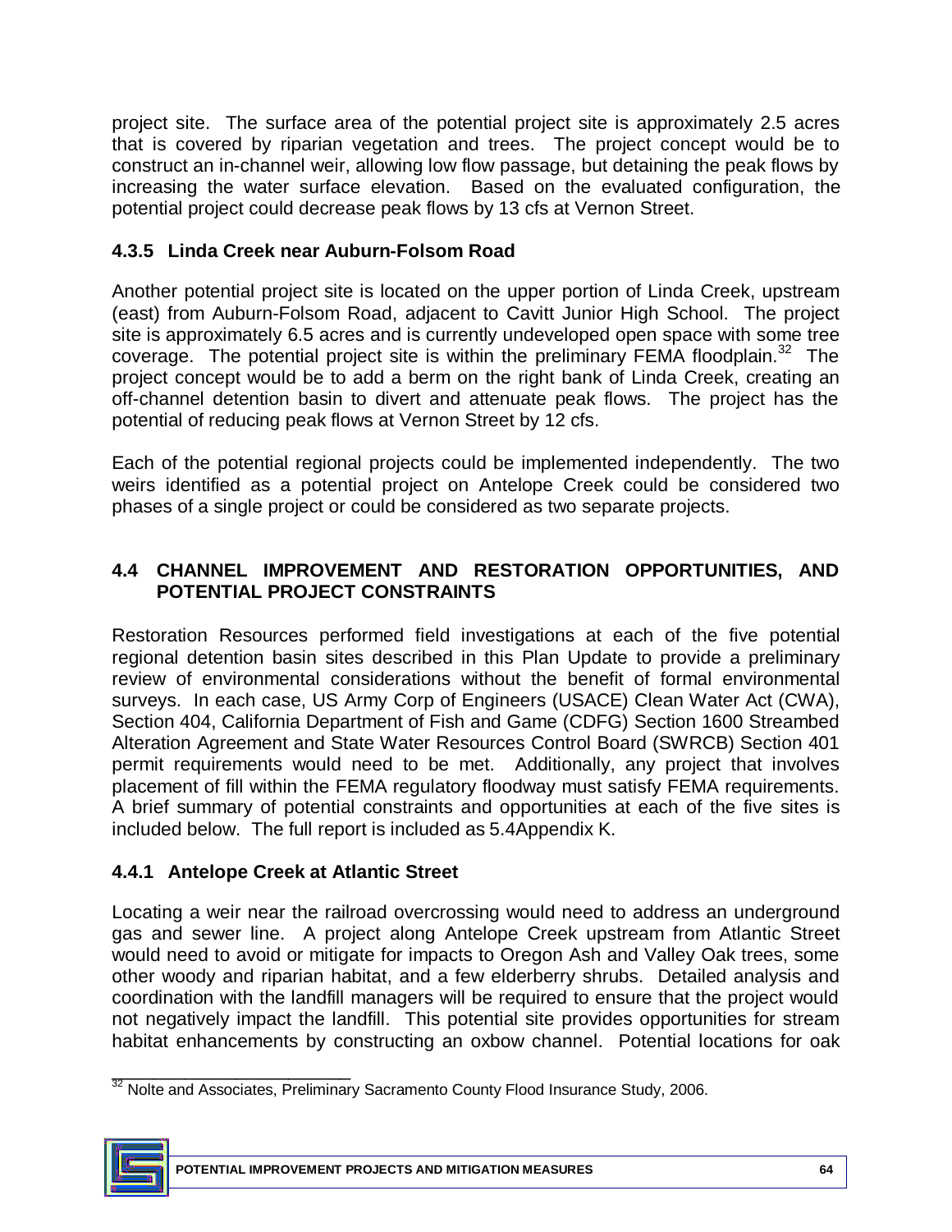project site. The surface area of the potential project site is approximately 2.5 acres that is covered by riparian vegetation and trees. The project concept would be to construct an in-channel weir, allowing low flow passage, but detaining the peak flows by increasing the water surface elevation. Based on the evaluated configuration, the potential project could decrease peak flows by 13 cfs at Vernon Street.

### 4.3.5 Linda Creek near Auburn-Folsom Road

Another potential project site is located on the upper portion of Linda Creek, upstream (east) from Auburn-Folsom Road, adjacent to Cavitt Junior High School. The project site is approximately 6.5 acres and is currently undeveloped open space with some tree coverage. The potential project site is within the preliminary FEMA floodplain.[32] The project concept would be to add a berm on the right bank of Linda Creek, creating an off-channel detention basin to divert and attenuate peak flows. The project has the potential of reducing peak flows at Vernon Street by 12 cfs.

Each of the potential regional projects could be implemented independently. The two weirs identified as a potential project on Antelope Creek could be considered two phases of a single project or could be considered as two separate projects.

## 4.4 CHANNEL IMPROVEMENT AND RESTORATION OPPORTUNITIES, AND POTENTIAL PROJECT CONSTRAINTS

Restoration Resources performed field investigations at each of the five potential regional detention basin sites described in this Plan Update to provide a preliminary review of environmental considerations without the benefit of formal environmental surveys. In each case, US Army Corp of Engineers (USACE) Clean Water Act (CWA), Section 404, California Department of Fish and Game (CDFG) Section 1600 Streambed Alteration Agreement and State Water Resources Control Board (SWRCB) Section 401 permit requirements would need to be met. Additionally, any project that involves placement of fill within the FEMA regulatory floodway must satisfy FEMA requirements. A brief summary of potential constraints and opportunities at each of the five sites is included below. The full report is included as 5.4Appendix K.

### 4.4.1 Antelope Creek at Atlantic Street

Locating a weir near the railroad overcrossing would need to address an underground gas and sewer line. A project along Antelope Creek upstream from Atlantic Street would need to avoid or mitigate for impacts to Oregon Ash and Valley Oak trees, some other woody and riparian habitat, and a few elderberry shrubs. Detailed analysis and coordination with the landfill managers will be required to ensure that the project would not negatively impact the landfill. This potential site provides opportunities for stream habitat enhancements by constructing an oxbow channel. Potential locations for oak

[32] Nolte and Associates, Preliminary Sacramento County Flood Insurance Study, 2006.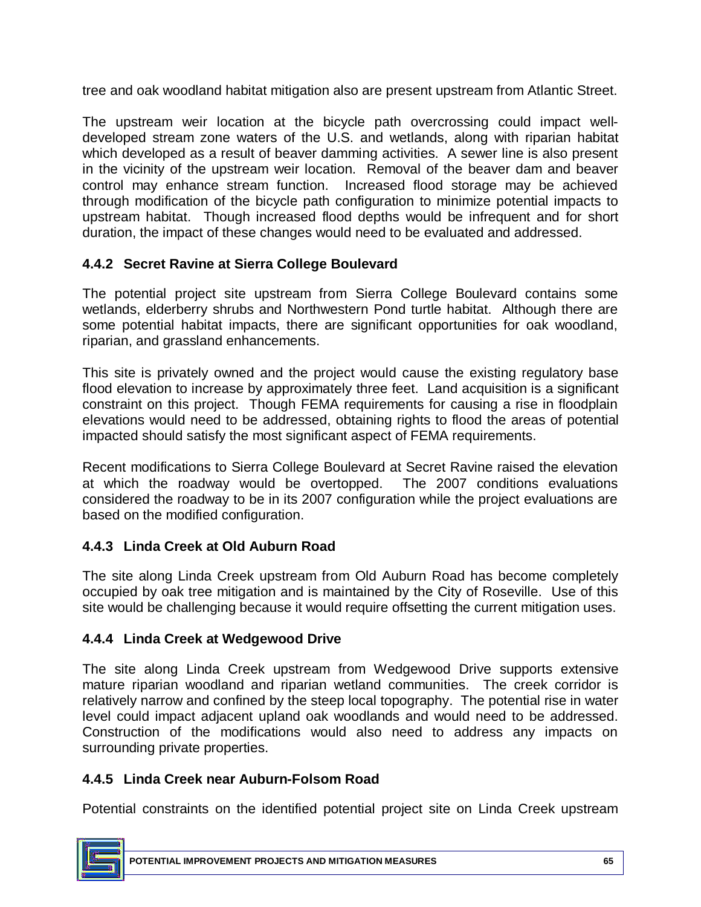tree and oak woodland habitat mitigation also are present upstream from Atlantic Street.

The upstream weir location at the bicycle path overcrossing could impact well-developed stream zone waters of the U.S. and wetlands, along with riparian habitat which developed as a result of beaver damming activities. A sewer line is also present in the vicinity of the upstream weir location. Removal of the beaver dam and beaver control may enhance stream function. Increased flood storage may be achieved through modification of the bicycle path configuration to minimize potential impacts to upstream habitat. Though increased flood depths would be infrequent and for short duration, the impact of these changes would need to be evaluated and addressed.

### 4.4.2 Secret Ravine at Sierra College Boulevard

The potential project site upstream from Sierra College Boulevard contains some wetlands, elderberry shrubs and Northwestern Pond turtle habitat. Although there are some potential habitat impacts, there are significant opportunities for oak woodland, riparian, and grassland enhancements.

This site is privately owned and the project would cause the existing regulatory base flood elevation to increase by approximately three feet. Land acquisition is a significant constraint on this project. Though FEMA requirements for causing a rise in floodplain elevations would need to be addressed, obtaining rights to flood the areas of potential impacted should satisfy the most significant aspect of FEMA requirements.

Recent modifications to Sierra College Boulevard at Secret Ravine raised the elevation at which the roadway would be overtopped. The 2007 conditions evaluations considered the roadway to be in its 2007 configuration while the project evaluations are based on the modified configuration.

### 4.4.3 Linda Creek at Old Auburn Road

The site along Linda Creek upstream from Old Auburn Road has become completely occupied by oak tree mitigation and is maintained by the City of Roseville. Use of this site would be challenging because it would require offsetting the current mitigation uses.

### 4.4.4 Linda Creek at Wedgewood Drive

The site along Linda Creek upstream from Wedgewood Drive supports extensive mature riparian woodland and riparian wetland communities. The creek corridor is relatively narrow and confined by the steep local topography. The potential rise in water level could impact adjacent upland oak woodlands and would need to be addressed. Construction of the modifications would also need to address any impacts on surrounding private properties.

### 4.4.5 Linda Creek near Auburn-Folsom Road

Potential constraints on the identified potential project site on Linda Creek upstream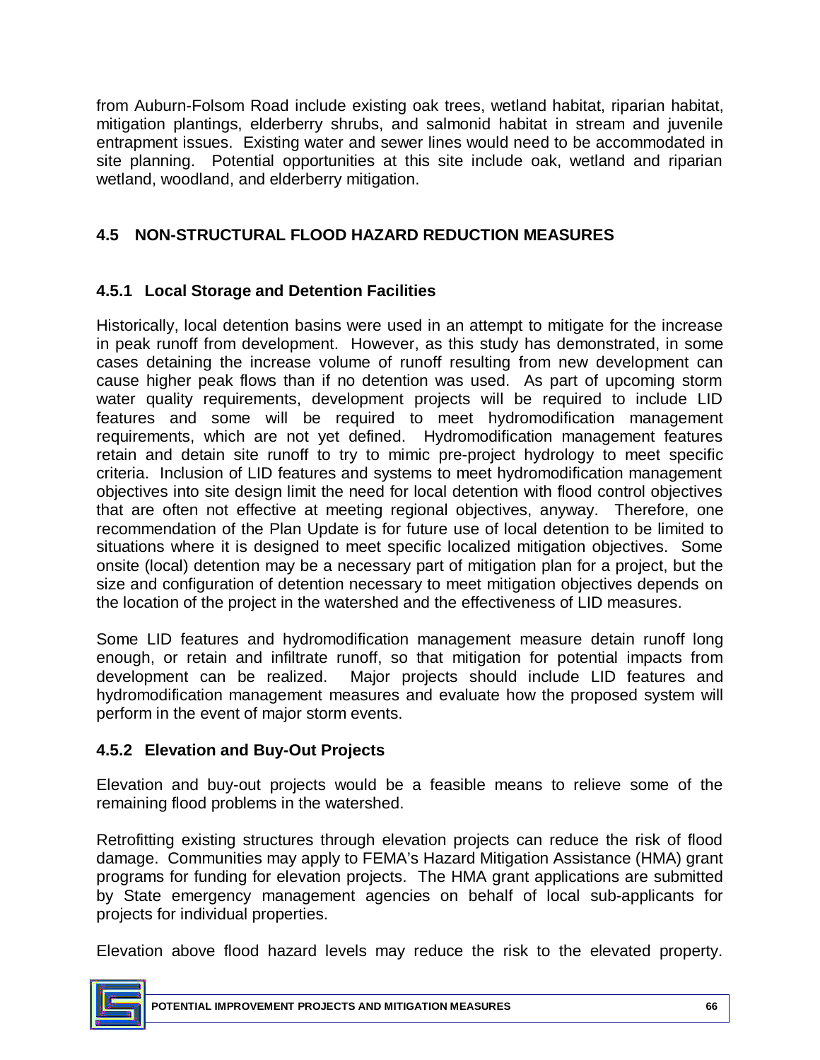from Auburn-Folsom Road include existing oak trees, wetland habitat, riparian habitat, mitigation plantings, elderberry shrubs, and salmonid habitat in stream and juvenile entrapment issues. Existing water and sewer lines would need to be accommodated in site planning. Potential opportunities at this site include oak, wetland and riparian wetland, woodland, and elderberry mitigation.

## 4.5 NON-STRUCTURAL FLOOD HAZARD REDUCTION MEASURES

### 4.5.1 Local Storage and Detention Facilities

Historically, local detention basins were used in an attempt to mitigate for the increase in peak runoff from development. However, as this study has demonstrated, in some cases detaining the increase volume of runoff resulting from new development can cause higher peak flows than if no detention was used. As part of upcoming storm water quality requirements, development projects will be required to include LID features and some will be required to meet hydromodification management requirements, which are not yet defined. Hydromodification management features retain and detain site runoff to try to mimic pre-project hydrology to meet specific criteria. Inclusion of LID features and systems to meet hydromodification management objectives into site design limit the need for local detention with flood control objectives that are often not effective at meeting regional objectives, anyway. Therefore, one recommendation of the Plan Update is for future use of local detention to be limited to situations where it is designed to meet specific localized mitigation objectives. Some onsite (local) detention may be a necessary part of mitigation plan for a project, but the size and configuration of detention necessary to meet mitigation objectives depends on the location of the project in the watershed and the effectiveness of LID measures.

Some LID features and hydromodification management measure detain runoff long enough, or retain and infiltrate runoff, so that mitigation for potential impacts from development can be realized. Major projects should include LID features and hydromodification management measures and evaluate how the proposed system will perform in the event of major storm events.

### 4.5.2 Elevation and Buy-Out Projects

Elevation and buy-out projects would be a feasible means to relieve some of the remaining flood problems in the watershed.

Retrofitting existing structures through elevation projects can reduce the risk of flood damage. Communities may apply to FEMA's Hazard Mitigation Assistance (HMA) grant programs for funding for elevation projects. The HMA grant applications are submitted by State emergency management agencies on behalf of local sub-applicants for projects for individual properties.

Elevation above flood hazard levels may reduce the risk to the elevated property.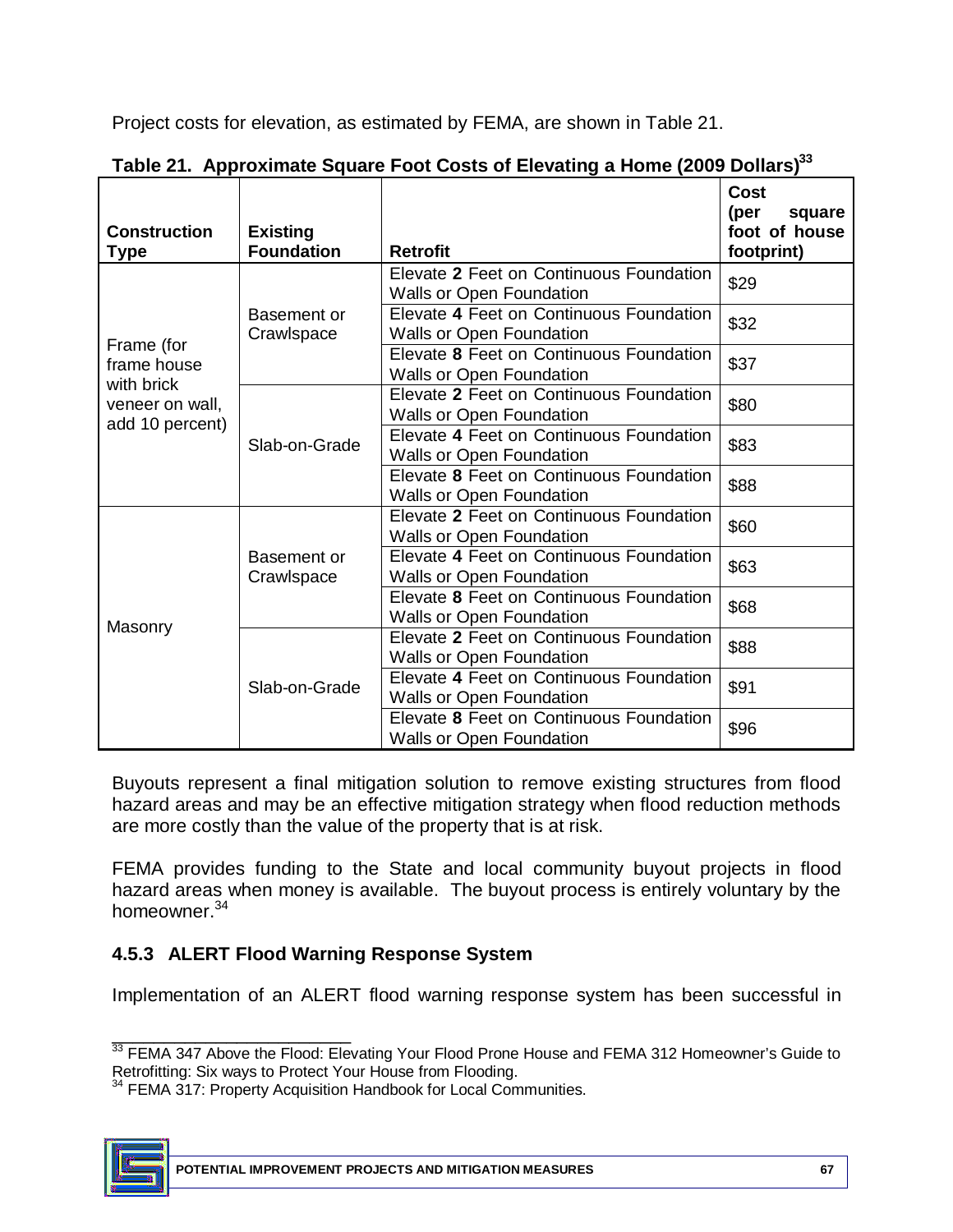Project costs for elevation, as estimated by FEMA, are shown in Table 21.

**Table 21. Approximate Square Foot Costs of Elevating a Home (2009 Dollars)[33]**

| Construction Type | Existing Foundation | Retrofit | Cost (per square foot of house footprint) |
|---|---|---|---|
| Frame (for frame house with brick veneer on wall, add 10 percent) | Basement or Crawlspace | Elevate **2** Feet on Continuous Foundation Walls or Open Foundation | $29 |
| | | Elevate **4** Feet on Continuous Foundation Walls or Open Foundation | $32 |
| | | Elevate **8** Feet on Continuous Foundation Walls or Open Foundation | $37 |
| | Slab-on-Grade | Elevate **2** Feet on Continuous Foundation Walls or Open Foundation | $80 |
| | | Elevate **4** Feet on Continuous Foundation Walls or Open Foundation | $83 |
| | | Elevate **8** Feet on Continuous Foundation Walls or Open Foundation | $88 |
| Masonry | Basement or Crawlspace | Elevate **2** Feet on Continuous Foundation Walls or Open Foundation | $60 |
| | | Elevate **4** Feet on Continuous Foundation Walls or Open Foundation | $63 |
| | | Elevate **8** Feet on Continuous Foundation Walls or Open Foundation | $68 |
| | Slab-on-Grade | Elevate **2** Feet on Continuous Foundation Walls or Open Foundation | $88 |
| | | Elevate **4** Feet on Continuous Foundation Walls or Open Foundation | $91 |
| | | Elevate **8** Feet on Continuous Foundation Walls or Open Foundation | $96 |

Buyouts represent a final mitigation solution to remove existing structures from flood hazard areas and may be an effective mitigation strategy when flood reduction methods are more costly than the value of the property that is at risk.

FEMA provides funding to the State and local community buyout projects in flood hazard areas when money is available. The buyout process is entirely voluntary by the homeowner.[34]

### 4.5.3 ALERT Flood Warning Response System

Implementation of an ALERT flood warning response system has been successful in

[33] FEMA 347 Above the Flood: Elevating Your Flood Prone House and FEMA 312 Homeowner's Guide to Retrofitting: Six ways to Protect Your House from Flooding.

[34] FEMA 317: Property Acquisition Handbook for Local Communities.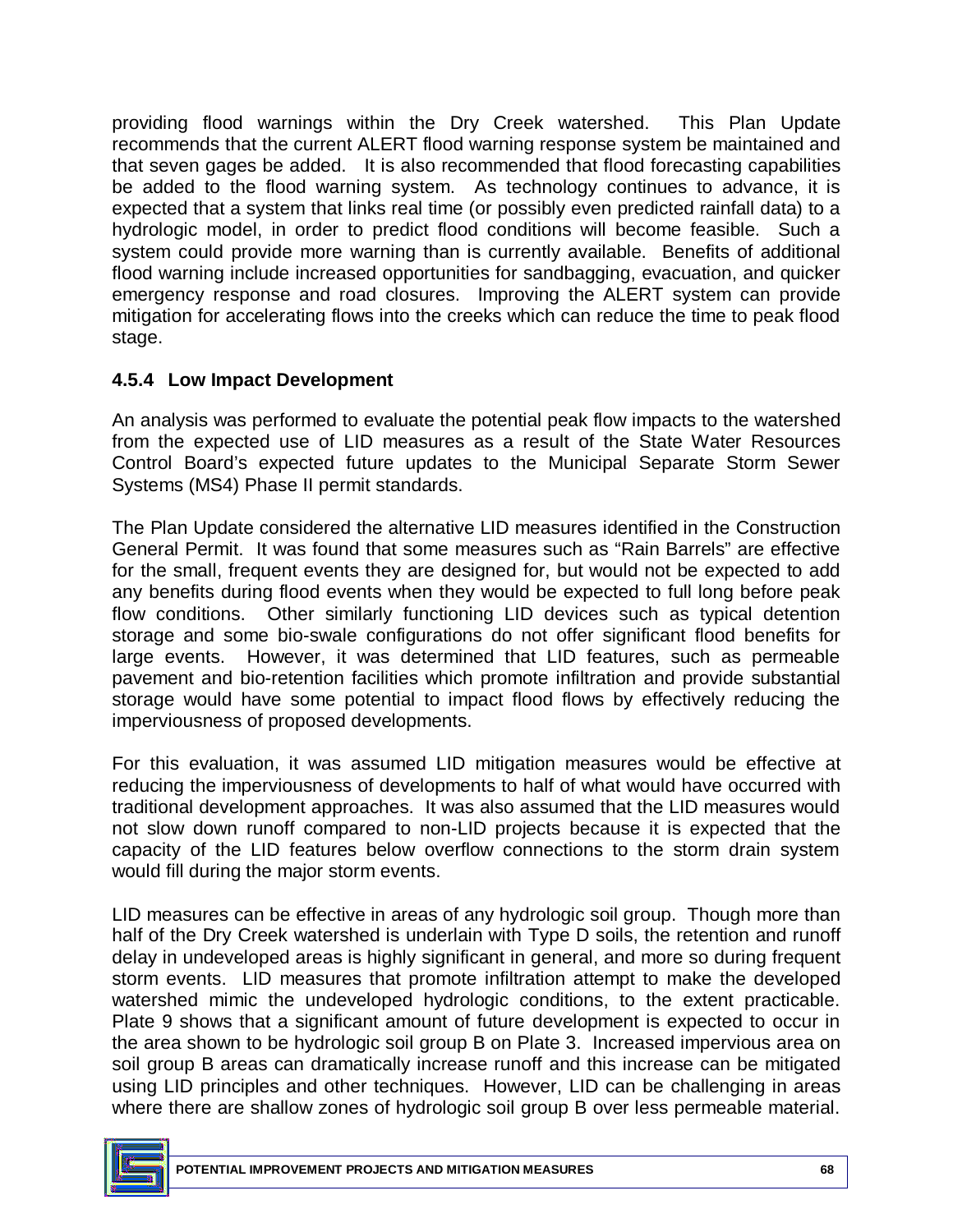providing flood warnings within the Dry Creek watershed. This Plan Update recommends that the current ALERT flood warning response system be maintained and that seven gages be added. It is also recommended that flood forecasting capabilities be added to the flood warning system. As technology continues to advance, it is expected that a system that links real time (or possibly even predicted rainfall data) to a hydrologic model, in order to predict flood conditions will become feasible. Such a system could provide more warning than is currently available. Benefits of additional flood warning include increased opportunities for sandbagging, evacuation, and quicker emergency response and road closures. Improving the ALERT system can provide mitigation for accelerating flows into the creeks which can reduce the time to peak flood stage.

### 4.5.4 Low Impact Development

An analysis was performed to evaluate the potential peak flow impacts to the watershed from the expected use of LID measures as a result of the State Water Resources Control Board's expected future updates to the Municipal Separate Storm Sewer Systems (MS4) Phase II permit standards.

The Plan Update considered the alternative LID measures identified in the Construction General Permit. It was found that some measures such as "Rain Barrels" are effective for the small, frequent events they are designed for, but would not be expected to add any benefits during flood events when they would be expected to full long before peak flow conditions. Other similarly functioning LID devices such as typical detention storage and some bio-swale configurations do not offer significant flood benefits for large events. However, it was determined that LID features, such as permeable pavement and bio-retention facilities which promote infiltration and provide substantial storage would have some potential to impact flood flows by effectively reducing the imperviousness of proposed developments.

For this evaluation, it was assumed LID mitigation measures would be effective at reducing the imperviousness of developments to half of what would have occurred with traditional development approaches. It was also assumed that the LID measures would not slow down runoff compared to non-LID projects because it is expected that the capacity of the LID features below overflow connections to the storm drain system would fill during the major storm events.

LID measures can be effective in areas of any hydrologic soil group. Though more than half of the Dry Creek watershed is underlain with Type D soils, the retention and runoff delay in undeveloped areas is highly significant in general, and more so during frequent storm events. LID measures that promote infiltration attempt to make the developed watershed mimic the undeveloped hydrologic conditions, to the extent practicable. Plate 9 shows that a significant amount of future development is expected to occur in the area shown to be hydrologic soil group B on Plate 3. Increased impervious area on soil group B areas can dramatically increase runoff and this increase can be mitigated using LID principles and other techniques. However, LID can be challenging in areas where there are shallow zones of hydrologic soil group B over less permeable material.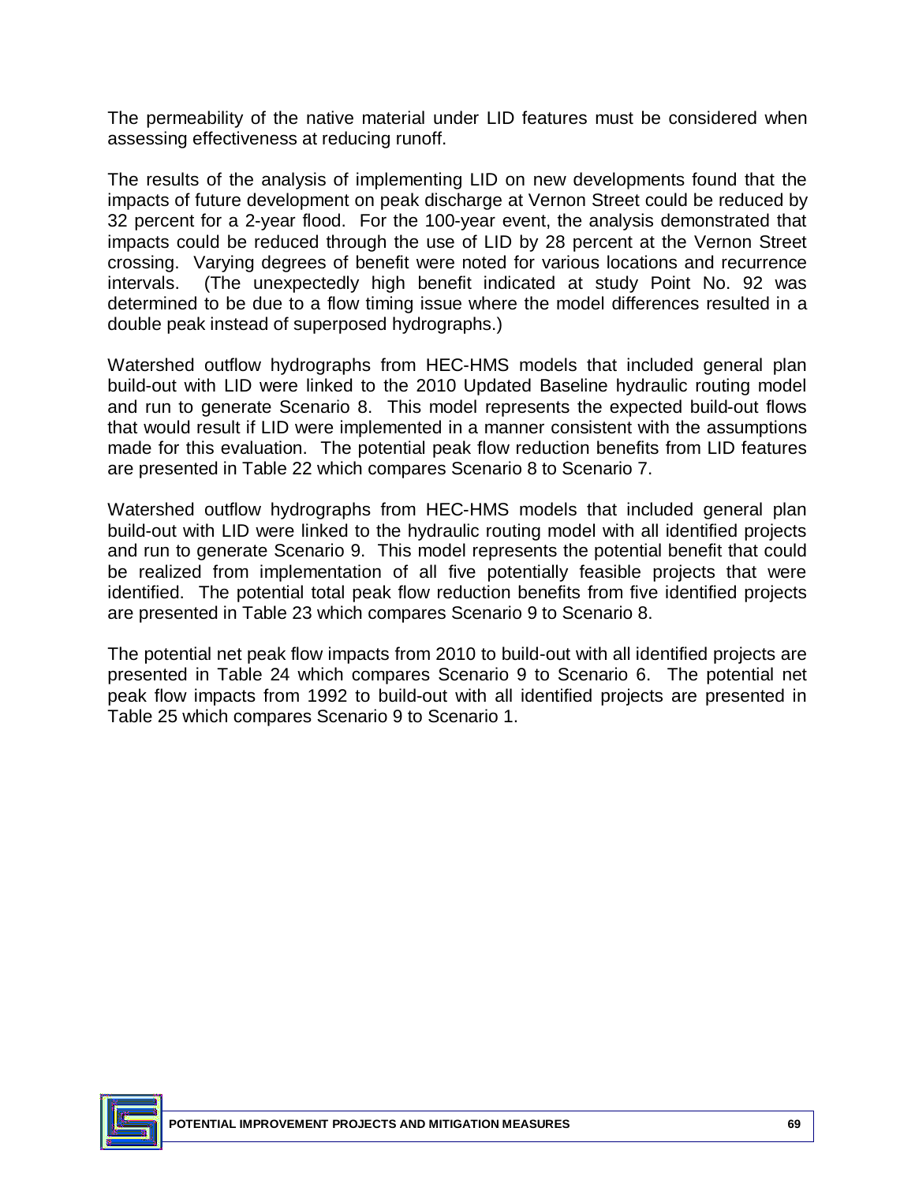The permeability of the native material under LID features must be considered when assessing effectiveness at reducing runoff.

The results of the analysis of implementing LID on new developments found that the impacts of future development on peak discharge at Vernon Street could be reduced by 32 percent for a 2-year flood. For the 100-year event, the analysis demonstrated that impacts could be reduced through the use of LID by 28 percent at the Vernon Street crossing. Varying degrees of benefit were noted for various locations and recurrence intervals. (The unexpectedly high benefit indicated at study Point No. 92 was determined to be due to a flow timing issue where the model differences resulted in a double peak instead of superposed hydrographs.)

Watershed outflow hydrographs from HEC-HMS models that included general plan build-out with LID were linked to the 2010 Updated Baseline hydraulic routing model and run to generate Scenario 8. This model represents the expected build-out flows that would result if LID were implemented in a manner consistent with the assumptions made for this evaluation. The potential peak flow reduction benefits from LID features are presented in Table 22 which compares Scenario 8 to Scenario 7.

Watershed outflow hydrographs from HEC-HMS models that included general plan build-out with LID were linked to the hydraulic routing model with all identified projects and run to generate Scenario 9. This model represents the potential benefit that could be realized from implementation of all five potentially feasible projects that were identified. The potential total peak flow reduction benefits from five identified projects are presented in Table 23 which compares Scenario 9 to Scenario 8.

The potential net peak flow impacts from 2010 to build-out with all identified projects are presented in Table 24 which compares Scenario 9 to Scenario 6. The potential net peak flow impacts from 1992 to build-out with all identified projects are presented in Table 25 which compares Scenario 9 to Scenario 1.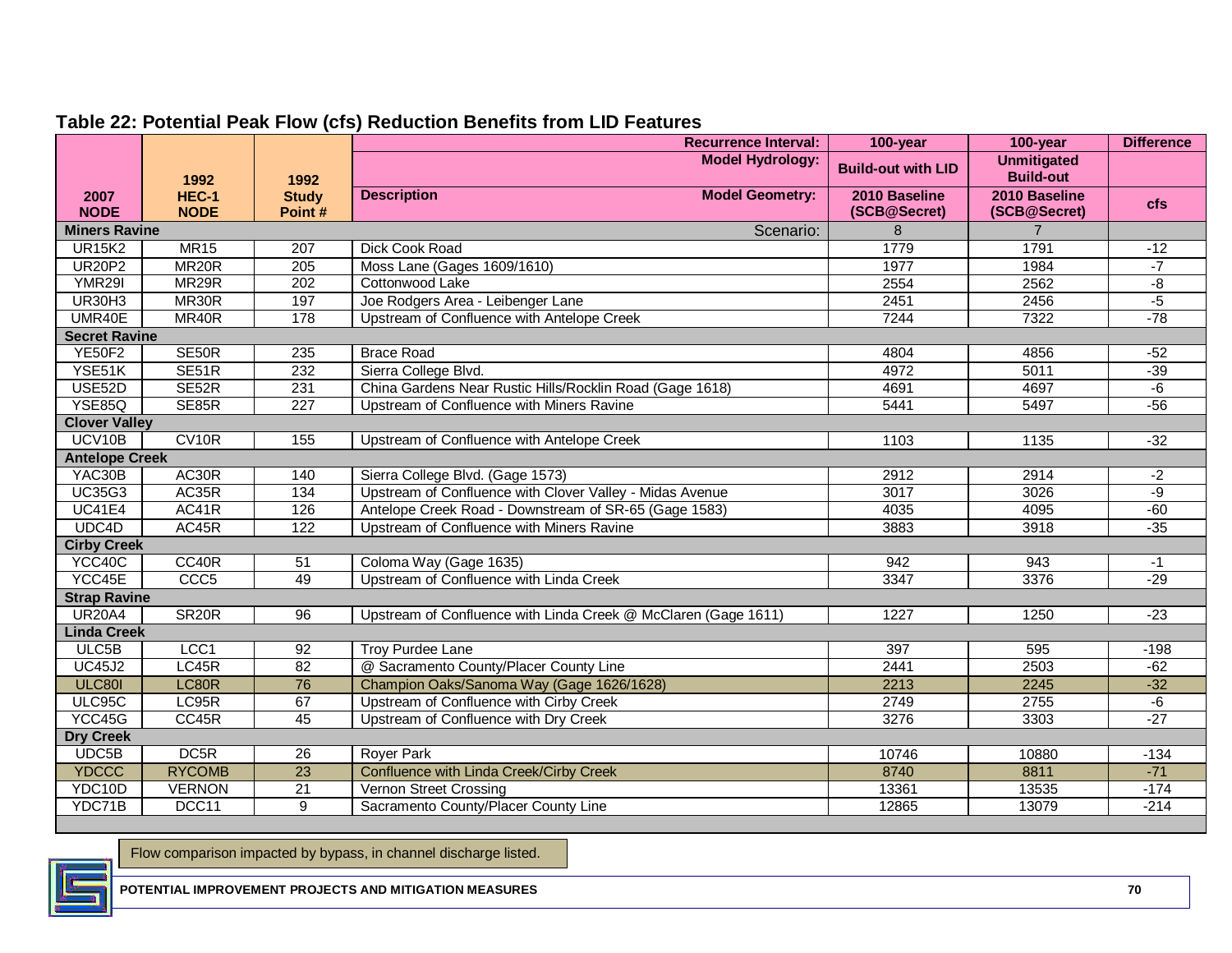## Table 22: Potential Peak Flow (cfs) Reduction Benefits from LID Features

| 2007 NODE | 1992 HEC-1 NODE | 1992 Study Point # | Description | Recurrence Interval: / Model Hydrology: / Model Geometry: | 100-year Build-out with LID 2010 Baseline (SCB@Secret) | 100-year Unmitigated Build-out 2010 Baseline (SCB@Secret) | Difference cfs |
|---|---|---|---|---|---|---|---|
| **Miners Ravine** | | | | Scenario: | 8 | 7 | |
| UR15K2 | MR15 | 207 | Dick Cook Road | | 1779 | 1791 | -12 |
| UR20P2 | MR20R | 205 | Moss Lane (Gages 1609/1610) | | 1977 | 1984 | -7 |
| YMR29I | MR29R | 202 | Cottonwood Lake | | 2554 | 2562 | -8 |
| UR30H3 | MR30R | 197 | Joe Rodgers Area - Leibenger Lane | | 2451 | 2456 | -5 |
| UMR40E | MR40R | 178 | Upstream of Confluence with Antelope Creek | | 7244 | 7322 | -78 |
| **Secret Ravine** | | | | | | | |
| YE50F2 | SE50R | 235 | Brace Road | | 4804 | 4856 | -52 |
| YSE51K | SE51R | 232 | Sierra College Blvd. | | 4972 | 5011 | -39 |
| USE52D | SE52R | 231 | China Gardens Near Rustic Hills/Rocklin Road (Gage 1618) | | 4691 | 4697 | -6 |
| YSE85Q | SE85R | 227 | Upstream of Confluence with Miners Ravine | | 5441 | 5497 | -56 |
| **Clover Valley** | | | | | | | |
| UCV10B | CV10R | 155 | Upstream of Confluence with Antelope Creek | | 1103 | 1135 | -32 |
| **Antelope Creek** | | | | | | | |
| YAC30B | AC30R | 140 | Sierra College Blvd. (Gage 1573) | | 2912 | 2914 | -2 |
| UC35G3 | AC35R | 134 | Upstream of Confluence with Clover Valley - Midas Avenue | | 3017 | 3026 | -9 |
| UC41E4 | AC41R | 126 | Antelope Creek Road - Downstream of SR-65 (Gage 1583) | | 4035 | 4095 | -60 |
| UDC4D | AC45R | 122 | Upstream of Confluence with Miners Ravine | | 3883 | 3918 | -35 |
| **Cirby Creek** | | | | | | | |
| YCC40C | CC40R | 51 | Coloma Way (Gage 1635) | | 942 | 943 | -1 |
| YCC45E | CCC5 | 49 | Upstream of Confluence with Linda Creek | | 3347 | 3376 | -29 |
| **Strap Ravine** | | | | | | | |
| UR20A4 | SR20R | 96 | Upstream of Confluence with Linda Creek @ McClaren (Gage 1611) | | 1227 | 1250 | -23 |
| **Linda Creek** | | | | | | | |
| ULC5B | LCC1 | 92 | Troy Purdee Lane | | 397 | 595 | -198 |
| UC45J2 | LC45R | 82 | @ Sacramento County/Placer County Line | | 2441 | 2503 | -62 |
| ULC80I | LC80R | 76 | Champion Oaks/Sanoma Way (Gage 1626/1628) | | 2213 | 2245 | -32 |
| ULC95C | LC95R | 67 | Upstream of Confluence with Cirby Creek | | 2749 | 2755 | -6 |
| YCC45G | CC45R | 45 | Upstream of Confluence with Dry Creek | | 3276 | 3303 | -27 |
| **Dry Creek** | | | | | | | |
| UDC5B | DC5R | 26 | Royer Park | | 10746 | 10880 | -134 |
| YDCCC | RYCOMB | 23 | Confluence with Linda Creek/Cirby Creek | | 8740 | 8811 | -71 |
| YDC10D | VERNON | 21 | Vernon Street Crossing | | 13361 | 13535 | -174 |
| YDC71B | DCC11 | 9 | Sacramento County/Placer County Line | | 12865 | 13079 | -214 |

Flow comparison impacted by bypass, in channel discharge listed.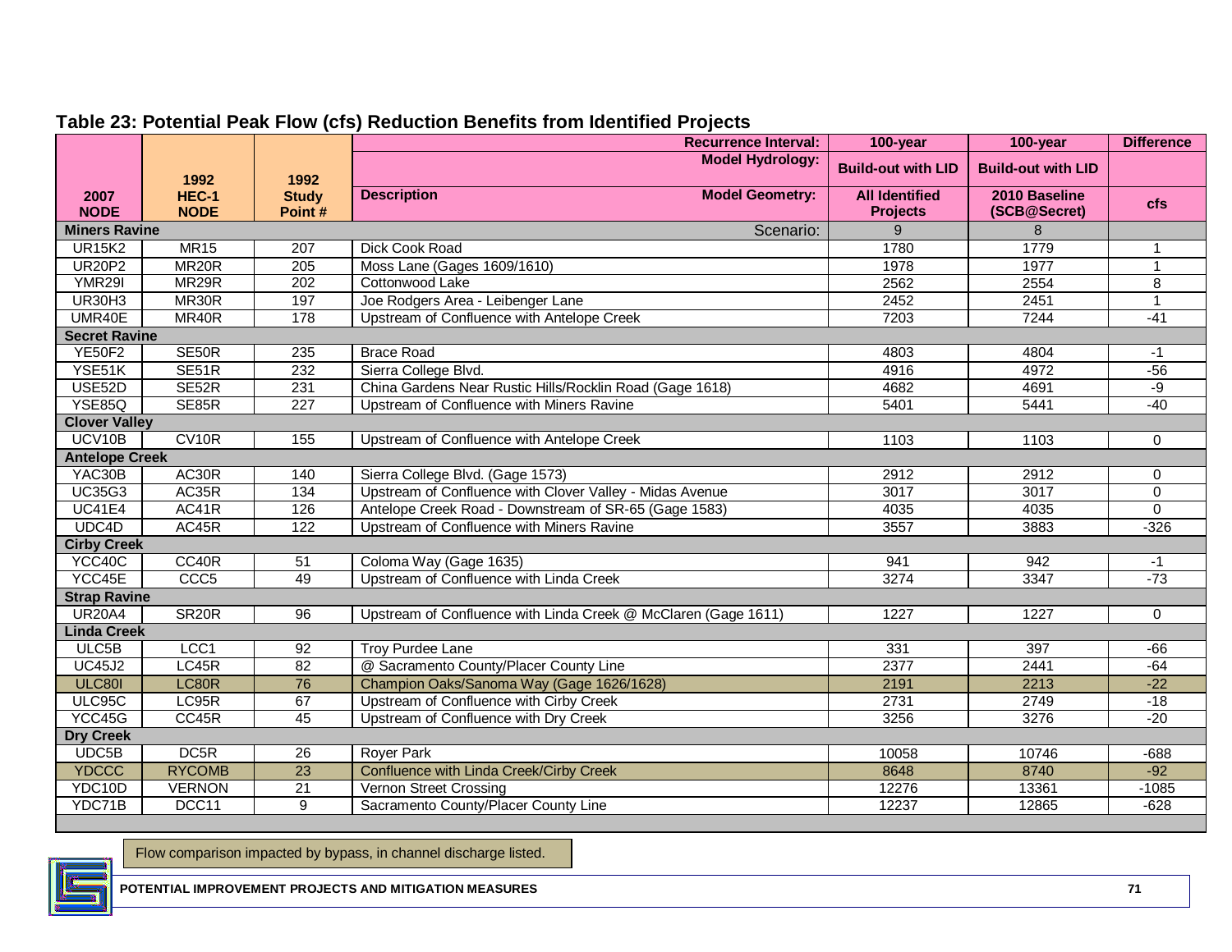## Table 23: Potential Peak Flow (cfs) Reduction Benefits from Identified Projects

| 2007 NODE | 1992 HEC-1 NODE | 1992 Study Point # | Description | 100-year | 100-year | Difference |
|---|---|---|---|---|---|---|
| | | | Recurrence Interval: | 100-year | 100-year | Difference |
| | | | Model Hydrology: | Build-out with LID | Build-out with LID | |
| | | | Model Geometry: | All Identified Projects | 2010 Baseline (SCB@Secret) | cfs |
| **Miners Ravine** | | | Scenario: | 9 | 8 | |
| UR15K2 | MR15 | 207 | Dick Cook Road | 1780 | 1779 | 1 |
| UR20P2 | MR20R | 205 | Moss Lane (Gages 1609/1610) | 1978 | 1977 | 1 |
| YMR29I | MR29R | 202 | Cottonwood Lake | 2562 | 2554 | 8 |
| UR30H3 | MR30R | 197 | Joe Rodgers Area - Leibenger Lane | 2452 | 2451 | 1 |
| UMR40E | MR40R | 178 | Upstream of Confluence with Antelope Creek | 7203 | 7244 | -41 |
| **Secret Ravine** | | | | | | |
| YE50F2 | SE50R | 235 | Brace Road | 4803 | 4804 | -1 |
| YSE51K | SE51R | 232 | Sierra College Blvd. | 4916 | 4972 | -56 |
| USE52D | SE52R | 231 | China Gardens Near Rustic Hills/Rocklin Road (Gage 1618) | 4682 | 4691 | -9 |
| YSE85Q | SE85R | 227 | Upstream of Confluence with Miners Ravine | 5401 | 5441 | -40 |
| **Clover Valley** | | | | | | |
| UCV10B | CV10R | 155 | Upstream of Confluence with Antelope Creek | 1103 | 1103 | 0 |
| **Antelope Creek** | | | | | | |
| YAC30B | AC30R | 140 | Sierra College Blvd. (Gage 1573) | 2912 | 2912 | 0 |
| UC35G3 | AC35R | 134 | Upstream of Confluence with Clover Valley - Midas Avenue | 3017 | 3017 | 0 |
| UC41E4 | AC41R | 126 | Antelope Creek Road - Downstream of SR-65 (Gage 1583) | 4035 | 4035 | 0 |
| UDC4D | AC45R | 122 | Upstream of Confluence with Miners Ravine | 3557 | 3883 | -326 |
| **Cirby Creek** | | | | | | |
| YCC40C | CC40R | 51 | Coloma Way (Gage 1635) | 941 | 942 | -1 |
| YCC45E | CCC5 | 49 | Upstream of Confluence with Linda Creek | 3274 | 3347 | -73 |
| **Strap Ravine** | | | | | | |
| UR20A4 | SR20R | 96 | Upstream of Confluence with Linda Creek @ McClaren (Gage 1611) | 1227 | 1227 | 0 |
| **Linda Creek** | | | | | | |
| ULC5B | LCC1 | 92 | Troy Purdee Lane | 331 | 397 | -66 |
| UC45J2 | LC45R | 82 | @ Sacramento County/Placer County Line | 2377 | 2441 | -64 |
| ULC80I | LC80R | 76 | Champion Oaks/Sanoma Way (Gage 1626/1628) | 2191 | 2213 | -22 |
| ULC95C | LC95R | 67 | Upstream of Confluence with Cirby Creek | 2731 | 2749 | -18 |
| YCC45G | CC45R | 45 | Upstream of Confluence with Dry Creek | 3256 | 3276 | -20 |
| **Dry Creek** | | | | | | |
| UDC5B | DC5R | 26 | Royer Park | 10058 | 10746 | -688 |
| YDCCC | RYCOMB | 23 | Confluence with Linda Creek/Cirby Creek | 8648 | 8740 | -92 |
| YDC10D | VERNON | 21 | Vernon Street Crossing | 12276 | 13361 | -1085 |
| YDC71B | DCC11 | 9 | Sacramento County/Placer County Line | 12237 | 12865 | -628 |

Flow comparison impacted by bypass, in channel discharge listed.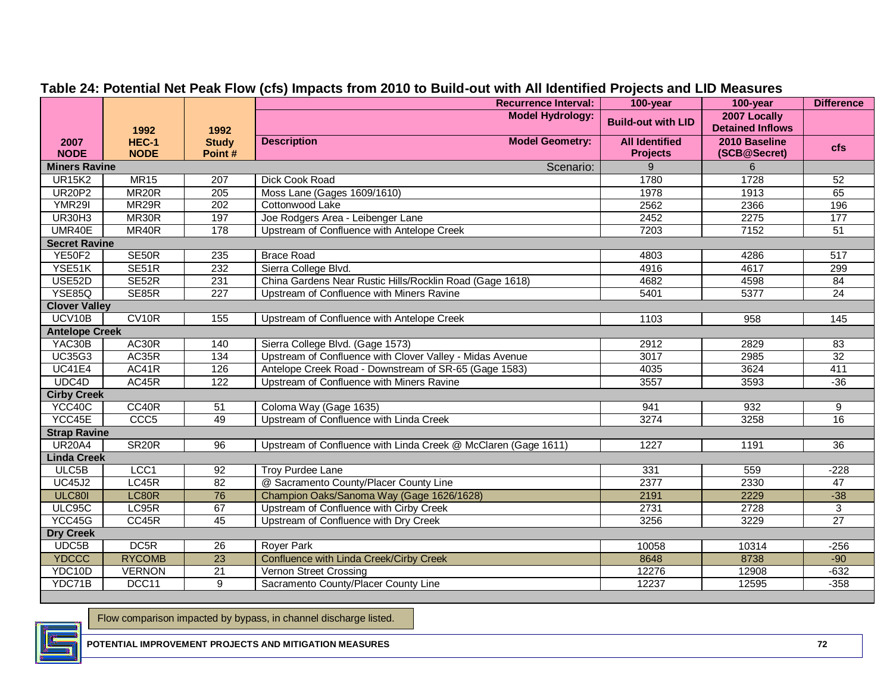# Table 24: Potential Net Peak Flow (cfs) Impacts from 2010 to Build-out with All Identified Projects and LID Measures

| 2007 NODE | 1992 HEC-1 NODE | 1992 Study Point # | Description | 100-year Build-out with LID All Identified Projects | 100-year 2007 Locally Detained Inflows 2010 Baseline (SCB@Secret) | Difference cfs |
|---|---|---|---|---|---|---|
| | | | Recurrence Interval: | 100-year | 100-year | Difference |
| | | | Model Hydrology: | Build-out with LID | 2007 Locally Detained Inflows | |
| | | | Model Geometry: | All Identified Projects | 2010 Baseline (SCB@Secret) | cfs |
| **Miners Ravine** | | | Scenario: | 9 | 6 | |
| UR15K2 | MR15 | 207 | Dick Cook Road | 1780 | 1728 | 52 |
| UR20P2 | MR20R | 205 | Moss Lane (Gages 1609/1610) | 1978 | 1913 | 65 |
| YMR29I | MR29R | 202 | Cottonwood Lake | 2562 | 2366 | 196 |
| UR30H3 | MR30R | 197 | Joe Rodgers Area - Leibenger Lane | 2452 | 2275 | 177 |
| UMR40E | MR40R | 178 | Upstream of Confluence with Antelope Creek | 7203 | 7152 | 51 |
| **Secret Ravine** | | | | | | |
| YE50F2 | SE50R | 235 | Brace Road | 4803 | 4286 | 517 |
| YSE51K | SE51R | 232 | Sierra College Blvd. | 4916 | 4617 | 299 |
| USE52D | SE52R | 231 | China Gardens Near Rustic Hills/Rocklin Road (Gage 1618) | 4682 | 4598 | 84 |
| YSE85Q | SE85R | 227 | Upstream of Confluence with Miners Ravine | 5401 | 5377 | 24 |
| **Clover Valley** | | | | | | |
| UCV10B | CV10R | 155 | Upstream of Confluence with Antelope Creek | 1103 | 958 | 145 |
| **Antelope Creek** | | | | | | |
| YAC30B | AC30R | 140 | Sierra College Blvd. (Gage 1573) | 2912 | 2829 | 83 |
| UC35G3 | AC35R | 134 | Upstream of Confluence with Clover Valley - Midas Avenue | 3017 | 2985 | 32 |
| UC41E4 | AC41R | 126 | Antelope Creek Road - Downstream of SR-65 (Gage 1583) | 4035 | 3624 | 411 |
| UDC4D | AC45R | 122 | Upstream of Confluence with Miners Ravine | 3557 | 3593 | -36 |
| **Cirby Creek** | | | | | | |
| YCC40C | CC40R | 51 | Coloma Way (Gage 1635) | 941 | 932 | 9 |
| YCC45E | CCC5 | 49 | Upstream of Confluence with Linda Creek | 3274 | 3258 | 16 |
| **Strap Ravine** | | | | | | |
| UR20A4 | SR20R | 96 | Upstream of Confluence with Linda Creek @ McClaren (Gage 1611) | 1227 | 1191 | 36 |
| **Linda Creek** | | | | | | |
| ULC5B | LCC1 | 92 | Troy Purdee Lane | 331 | 559 | -228 |
| UC45J2 | LC45R | 82 | @ Sacramento County/Placer County Line | 2377 | 2330 | 47 |
| ULC80I | LC80R | 76 | Champion Oaks/Sanoma Way (Gage 1626/1628) | 2191 | 2229 | -38 |
| ULC95C | LC95R | 67 | Upstream of Confluence with Cirby Creek | 2731 | 2728 | 3 |
| YCC45G | CC45R | 45 | Upstream of Confluence with Dry Creek | 3256 | 3229 | 27 |
| **Dry Creek** | | | | | | |
| UDC5B | DC5R | 26 | Royer Park | 10058 | 10314 | -256 |
| YDCCC | RYCOMB | 23 | Confluence with Linda Creek/Cirby Creek | 8648 | 8738 | -90 |
| YDC10D | VERNON | 21 | Vernon Street Crossing | 12276 | 12908 | -632 |
| YDC71B | DCC11 | 9 | Sacramento County/Placer County Line | 12237 | 12595 | -358 |

Flow comparison impacted by bypass, in channel discharge listed. (Applies to highlighted rows: ULC80I and YDCCC.)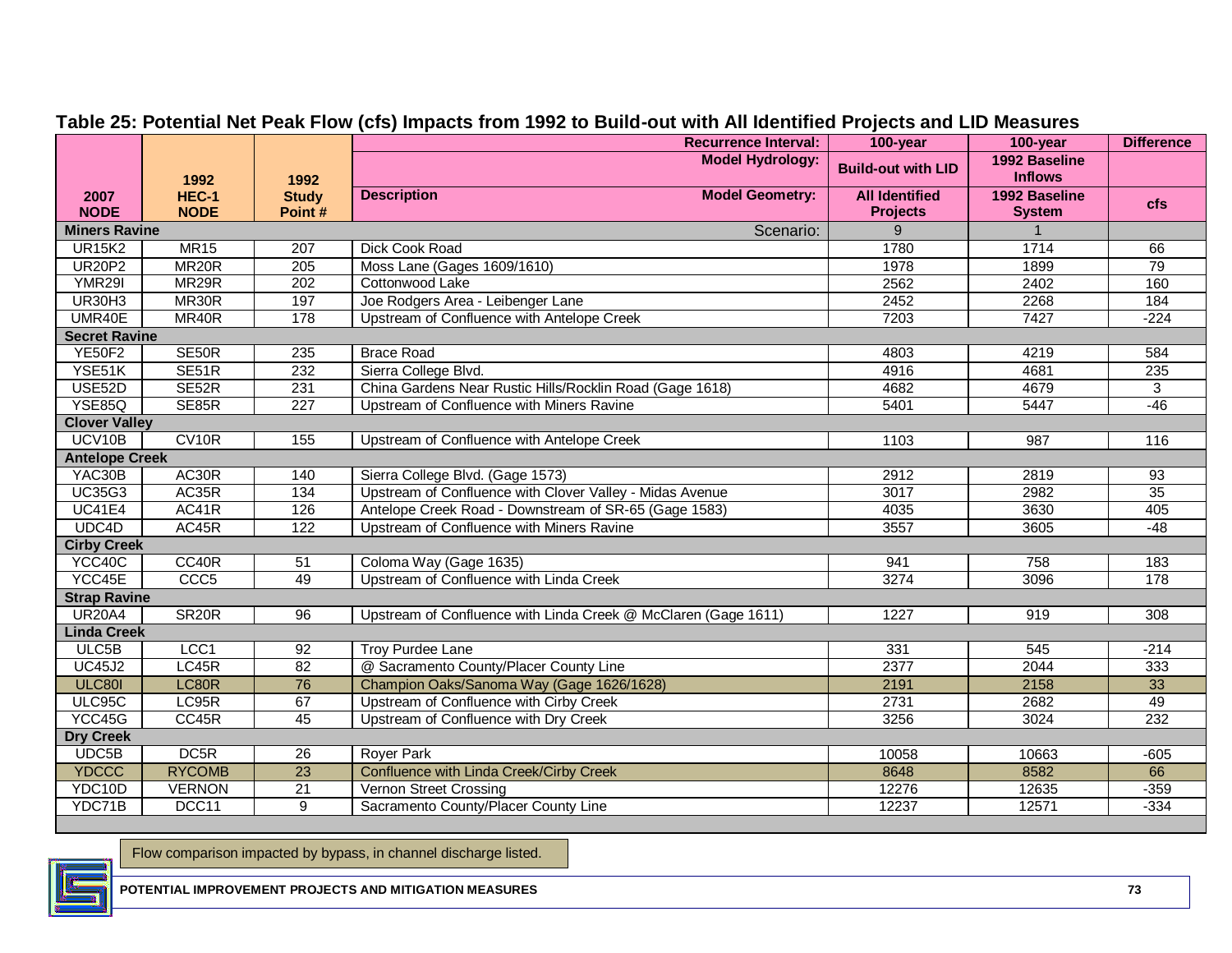## Table 25: Potential Net Peak Flow (cfs) Impacts from 1992 to Build-out with All Identified Projects and LID Measures

| 2007 NODE | 1992 HEC-1 NODE | 1992 Study Point # | Description | 100-year: Build-out with LID / All Identified Projects | 100-year: 1992 Baseline Inflows / 1992 Baseline System | Difference cfs |
|---|---|---|---|---|---|---|
| | | | Recurrence Interval: | 100-year | 100-year | Difference |
| | | | Model Hydrology: | Build-out with LID | 1992 Baseline Inflows | |
| | | | Model Geometry: | All Identified Projects | 1992 Baseline System | cfs |
| **Miners Ravine** | | | Scenario: | 9 | 1 | |
| UR15K2 | MR15 | 207 | Dick Cook Road | 1780 | 1714 | 66 |
| UR20P2 | MR20R | 205 | Moss Lane (Gages 1609/1610) | 1978 | 1899 | 79 |
| YMR29I | MR29R | 202 | Cottonwood Lake | 2562 | 2402 | 160 |
| UR30H3 | MR30R | 197 | Joe Rodgers Area - Leibenger Lane | 2452 | 2268 | 184 |
| UMR40E | MR40R | 178 | Upstream of Confluence with Antelope Creek | 7203 | 7427 | -224 |
| **Secret Ravine** | | | | | | |
| YE50F2 | SE50R | 235 | Brace Road | 4803 | 4219 | 584 |
| YSE51K | SE51R | 232 | Sierra College Blvd. | 4916 | 4681 | 235 |
| USE52D | SE52R | 231 | China Gardens Near Rustic Hills/Rocklin Road (Gage 1618) | 4682 | 4679 | 3 |
| YSE85Q | SE85R | 227 | Upstream of Confluence with Miners Ravine | 5401 | 5447 | -46 |
| **Clover Valley** | | | | | | |
| UCV10B | CV10R | 155 | Upstream of Confluence with Antelope Creek | 1103 | 987 | 116 |
| **Antelope Creek** | | | | | | |
| YAC30B | AC30R | 140 | Sierra College Blvd. (Gage 1573) | 2912 | 2819 | 93 |
| UC35G3 | AC35R | 134 | Upstream of Confluence with Clover Valley - Midas Avenue | 3017 | 2982 | 35 |
| UC41E4 | AC41R | 126 | Antelope Creek Road - Downstream of SR-65 (Gage 1583) | 4035 | 3630 | 405 |
| UDC4D | AC45R | 122 | Upstream of Confluence with Miners Ravine | 3557 | 3605 | -48 |
| **Cirby Creek** | | | | | | |
| YCC40C | CC40R | 51 | Coloma Way (Gage 1635) | 941 | 758 | 183 |
| YCC45E | CCC5 | 49 | Upstream of Confluence with Linda Creek | 3274 | 3096 | 178 |
| **Strap Ravine** | | | | | | |
| UR20A4 | SR20R | 96 | Upstream of Confluence with Linda Creek @ McClaren (Gage 1611) | 1227 | 919 | 308 |
| **Linda Creek** | | | | | | |
| ULC5B | LCC1 | 92 | Troy Purdee Lane | 331 | 545 | -214 |
| UC45J2 | LC45R | 82 | @ Sacramento County/Placer County Line | 2377 | 2044 | 333 |
| ULC80I | LC80R | 76 | Champion Oaks/Sanoma Way (Gage 1626/1628) | 2191 | 2158 | 33 |
| ULC95C | LC95R | 67 | Upstream of Confluence with Cirby Creek | 2731 | 2682 | 49 |
| YCC45G | CC45R | 45 | Upstream of Confluence with Dry Creek | 3256 | 3024 | 232 |
| **Dry Creek** | | | | | | |
| UDC5B | DC5R | 26 | Royer Park | 10058 | 10663 | -605 |
| YDCCC | RYCOMB | 23 | Confluence with Linda Creek/Cirby Creek | 8648 | 8582 | 66 |
| YDC10D | VERNON | 21 | Vernon Street Crossing | 12276 | 12635 | -359 |
| YDC71B | DCC11 | 9 | Sacramento County/Placer County Line | 12237 | 12571 | -334 |

Flow comparison impacted by bypass, in channel discharge listed.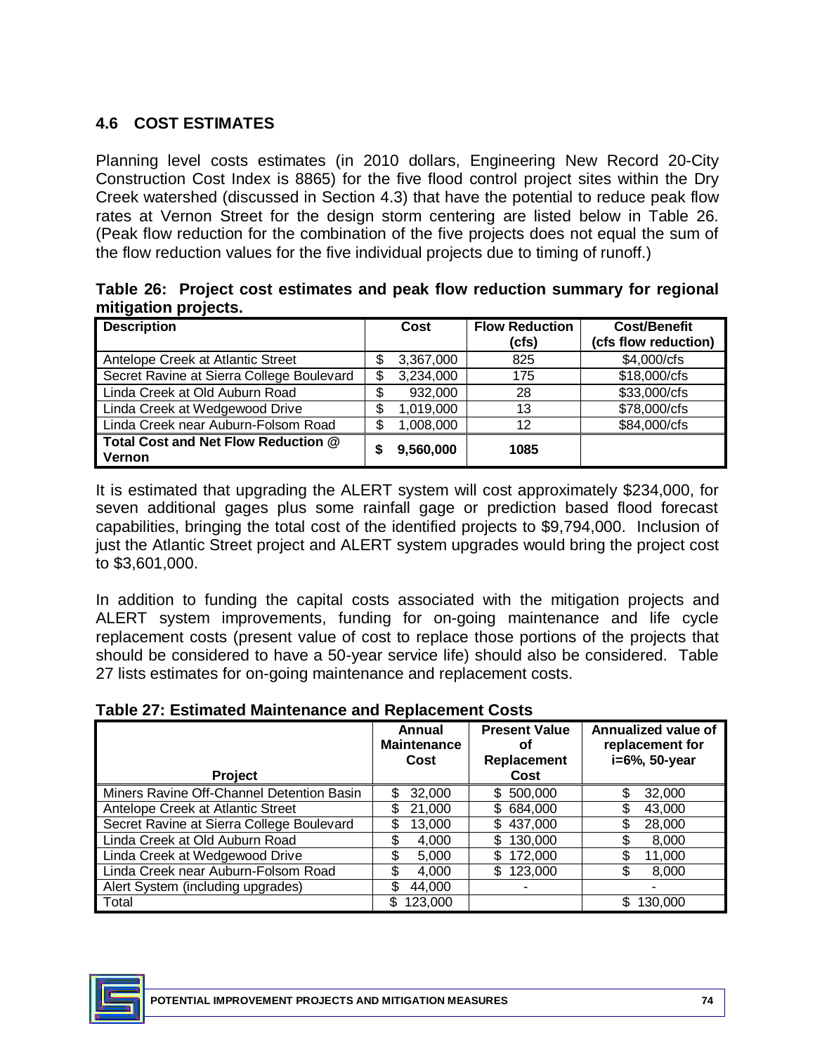## 4.6 COST ESTIMATES

Planning level costs estimates (in 2010 dollars, Engineering New Record 20-City Construction Cost Index is 8865) for the five flood control project sites within the Dry Creek watershed (discussed in Section 4.3) that have the potential to reduce peak flow rates at Vernon Street for the design storm centering are listed below in Table 26. (Peak flow reduction for the combination of the five projects does not equal the sum of the flow reduction values for the five individual projects due to timing of runoff.)

**Table 26: Project cost estimates and peak flow reduction summary for regional mitigation projects.**

| Description | Cost | Flow Reduction (cfs) | Cost/Benefit (cfs flow reduction) |
|---|---|---|---|
| Antelope Creek at Atlantic Street | $ 3,367,000 | 825 | $4,000/cfs |
| Secret Ravine at Sierra College Boulevard | $ 3,234,000 | 175 | $18,000/cfs |
| Linda Creek at Old Auburn Road | $ 932,000 | 28 | $33,000/cfs |
| Linda Creek at Wedgewood Drive | $ 1,019,000 | 13 | $78,000/cfs |
| Linda Creek near Auburn-Folsom Road | $ 1,008,000 | 12 | $84,000/cfs |
| **Total Cost and Net Flow Reduction @ Vernon** | **$ 9,560,000** | **1085** | |

It is estimated that upgrading the ALERT system will cost approximately $234,000, for seven additional gages plus some rainfall gage or prediction based flood forecast capabilities, bringing the total cost of the identified projects to $9,794,000. Inclusion of just the Atlantic Street project and ALERT system upgrades would bring the project cost to $3,601,000.

In addition to funding the capital costs associated with the mitigation projects and ALERT system improvements, funding for on-going maintenance and life cycle replacement costs (present value of cost to replace those portions of the projects that should be considered to have a 50-year service life) should also be considered. Table 27 lists estimates for on-going maintenance and replacement costs.

**Table 27: Estimated Maintenance and Replacement Costs**

| Project | Annual Maintenance Cost | Present Value of Replacement Cost | Annualized value of replacement for i=6%, 50-year |
|---|---|---|---|
| Miners Ravine Off-Channel Detention Basin | $ 32,000 | $ 500,000 | $ 32,000 |
| Antelope Creek at Atlantic Street | $ 21,000 | $ 684,000 | $ 43,000 |
| Secret Ravine at Sierra College Boulevard | $ 13,000 | $ 437,000 | $ 28,000 |
| Linda Creek at Old Auburn Road | $ 4,000 | $ 130,000 | $ 8,000 |
| Linda Creek at Wedgewood Drive | $ 5,000 | $ 172,000 | $ 11,000 |
| Linda Creek near Auburn-Folsom Road | $ 4,000 | $ 123,000 | $ 8,000 |
| Alert System (including upgrades) | $ 44,000 | - | - |
| Total | $ 123,000 | | $ 130,000 |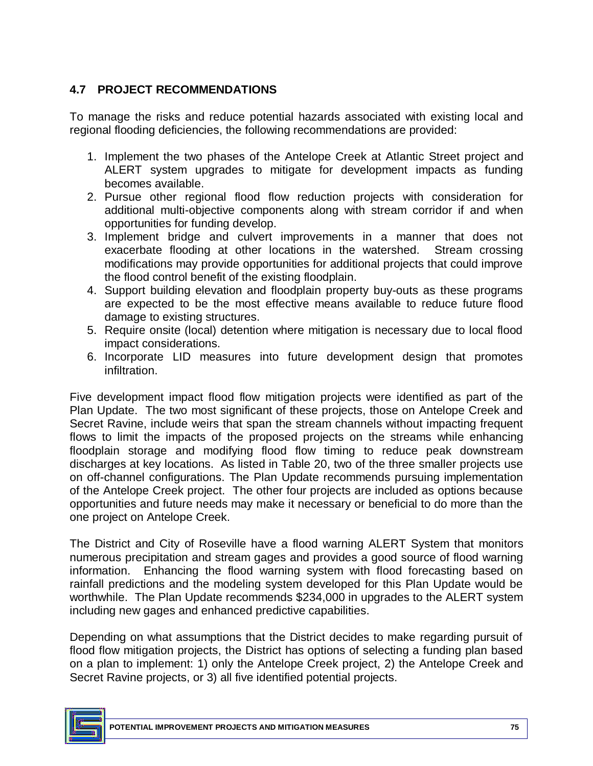## 4.7 PROJECT RECOMMENDATIONS

To manage the risks and reduce potential hazards associated with existing local and regional flooding deficiencies, the following recommendations are provided:

1. Implement the two phases of the Antelope Creek at Atlantic Street project and ALERT system upgrades to mitigate for development impacts as funding becomes available.
2. Pursue other regional flood flow reduction projects with consideration for additional multi-objective components along with stream corridor if and when opportunities for funding develop.
3. Implement bridge and culvert improvements in a manner that does not exacerbate flooding at other locations in the watershed. Stream crossing modifications may provide opportunities for additional projects that could improve the flood control benefit of the existing floodplain.
4. Support building elevation and floodplain property buy-outs as these programs are expected to be the most effective means available to reduce future flood damage to existing structures.
5. Require onsite (local) detention where mitigation is necessary due to local flood impact considerations.
6. Incorporate LID measures into future development design that promotes infiltration.

Five development impact flood flow mitigation projects were identified as part of the Plan Update. The two most significant of these projects, those on Antelope Creek and Secret Ravine, include weirs that span the stream channels without impacting frequent flows to limit the impacts of the proposed projects on the streams while enhancing floodplain storage and modifying flood flow timing to reduce peak downstream discharges at key locations. As listed in Table 20, two of the three smaller projects use on off-channel configurations. The Plan Update recommends pursuing implementation of the Antelope Creek project. The other four projects are included as options because opportunities and future needs may make it necessary or beneficial to do more than the one project on Antelope Creek.

The District and City of Roseville have a flood warning ALERT System that monitors numerous precipitation and stream gages and provides a good source of flood warning information. Enhancing the flood warning system with flood forecasting based on rainfall predictions and the modeling system developed for this Plan Update would be worthwhile. The Plan Update recommends $234,000 in upgrades to the ALERT system including new gages and enhanced predictive capabilities.

Depending on what assumptions that the District decides to make regarding pursuit of flood flow mitigation projects, the District has options of selecting a funding plan based on a plan to implement: 1) only the Antelope Creek project, 2) the Antelope Creek and Secret Ravine projects, or 3) all five identified potential projects.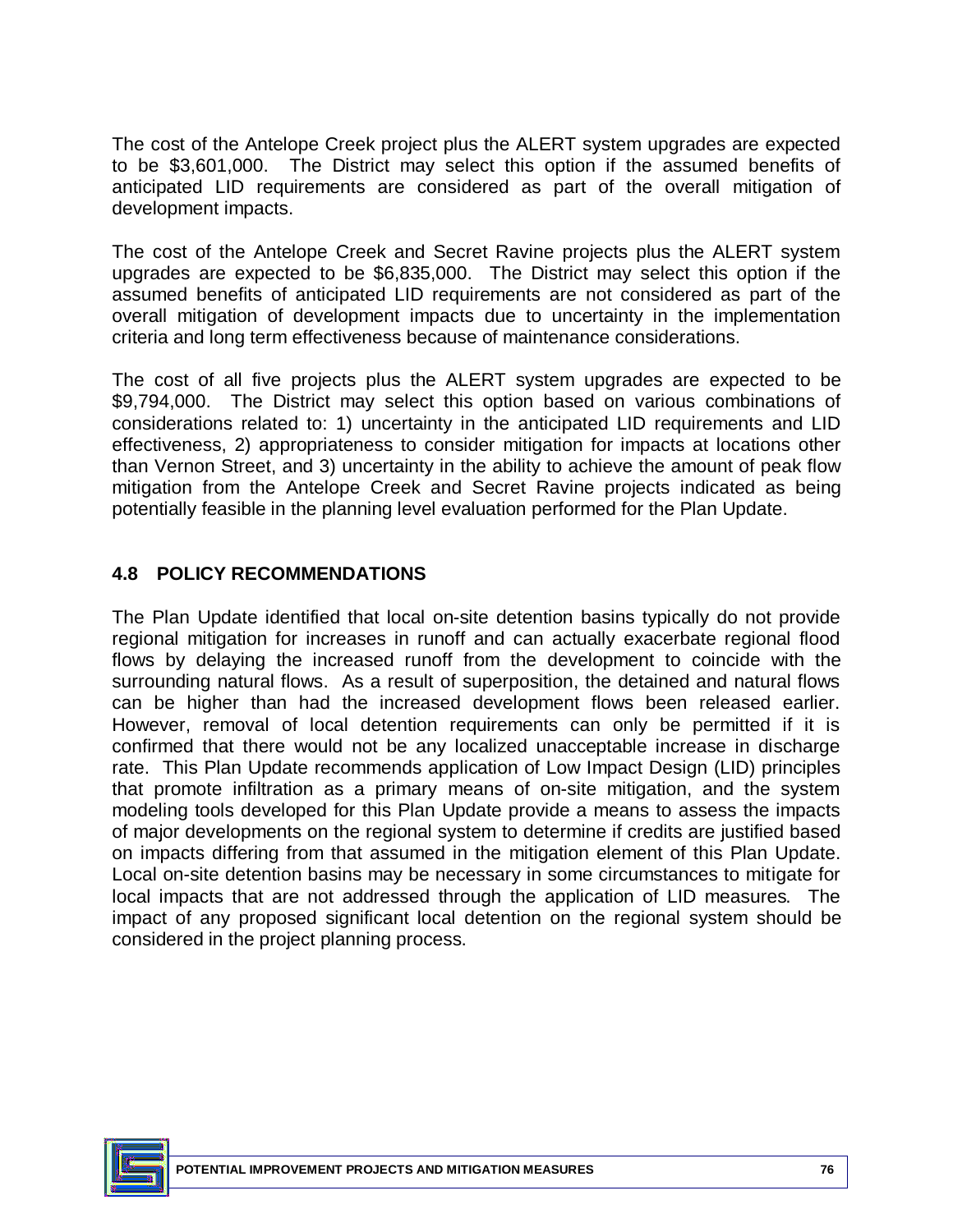The cost of the Antelope Creek project plus the ALERT system upgrades are expected to be $3,601,000. The District may select this option if the assumed benefits of anticipated LID requirements are considered as part of the overall mitigation of development impacts.

The cost of the Antelope Creek and Secret Ravine projects plus the ALERT system upgrades are expected to be $6,835,000. The District may select this option if the assumed benefits of anticipated LID requirements are not considered as part of the overall mitigation of development impacts due to uncertainty in the implementation criteria and long term effectiveness because of maintenance considerations.

The cost of all five projects plus the ALERT system upgrades are expected to be $9,794,000. The District may select this option based on various combinations of considerations related to: 1) uncertainty in the anticipated LID requirements and LID effectiveness, 2) appropriateness to consider mitigation for impacts at locations other than Vernon Street, and 3) uncertainty in the ability to achieve the amount of peak flow mitigation from the Antelope Creek and Secret Ravine projects indicated as being potentially feasible in the planning level evaluation performed for the Plan Update.

## 4.8 POLICY RECOMMENDATIONS

The Plan Update identified that local on-site detention basins typically do not provide regional mitigation for increases in runoff and can actually exacerbate regional flood flows by delaying the increased runoff from the development to coincide with the surrounding natural flows. As a result of superposition, the detained and natural flows can be higher than had the increased development flows been released earlier. However, removal of local detention requirements can only be permitted if it is confirmed that there would not be any localized unacceptable increase in discharge rate. This Plan Update recommends application of Low Impact Design (LID) principles that promote infiltration as a primary means of on-site mitigation, and the system modeling tools developed for this Plan Update provide a means to assess the impacts of major developments on the regional system to determine if credits are justified based on impacts differing from that assumed in the mitigation element of this Plan Update. Local on-site detention basins may be necessary in some circumstances to mitigate for local impacts that are not addressed through the application of LID measures. The impact of any proposed significant local detention on the regional system should be considered in the project planning process.